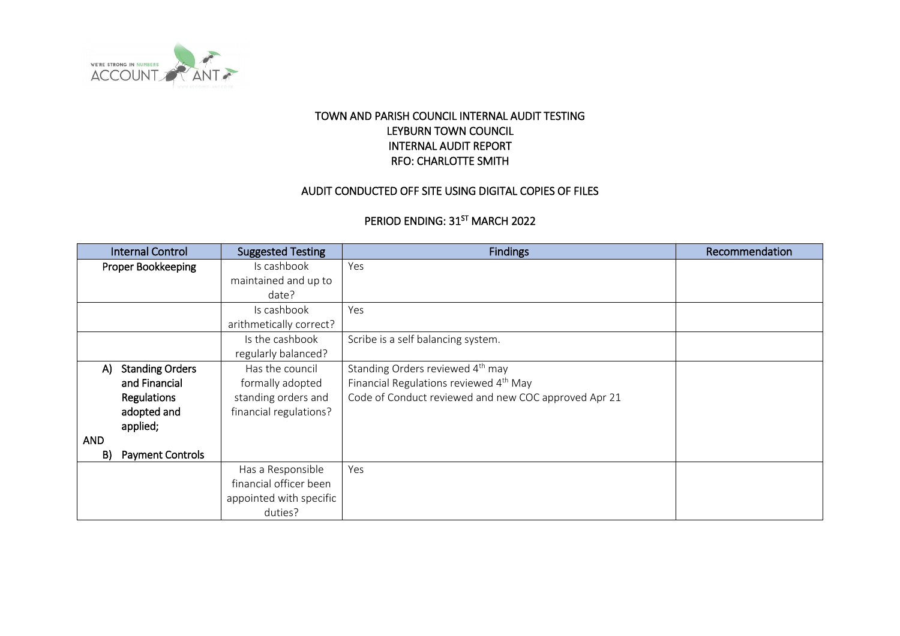# TOWN AND PARISH COUNCIL INTERNAL AUDIT TESTING
# LEYBURN TOWN COUNCIL
# INTERNAL AUDIT REPORT
# RFO: CHARLOTTE SMITH

## AUDIT CONDUCTED OFF SITE USING DIGITAL COPIES OF FILES

## PERIOD ENDING: 31ST MARCH 2022

| Internal Control | Suggested Testing | Findings | Recommendation |
|---|---|---|---|
| Proper Bookkeeping | Is cashbook maintained and up to date? | Yes | |
| | Is cashbook arithmetically correct? | Yes | |
| | Is the cashbook regularly balanced? | Scribe is a self balancing system. | |
| A) Standing Orders and Financial Regulations adopted and applied; AND B) Payment Controls | Has the council formally adopted standing orders and financial regulations? | Standing Orders reviewed 4th may<br>Financial Regulations reviewed 4th May<br>Code of Conduct reviewed and new COC approved Apr 21 | |
| | Has a Responsible financial officer been appointed with specific duties? | Yes | |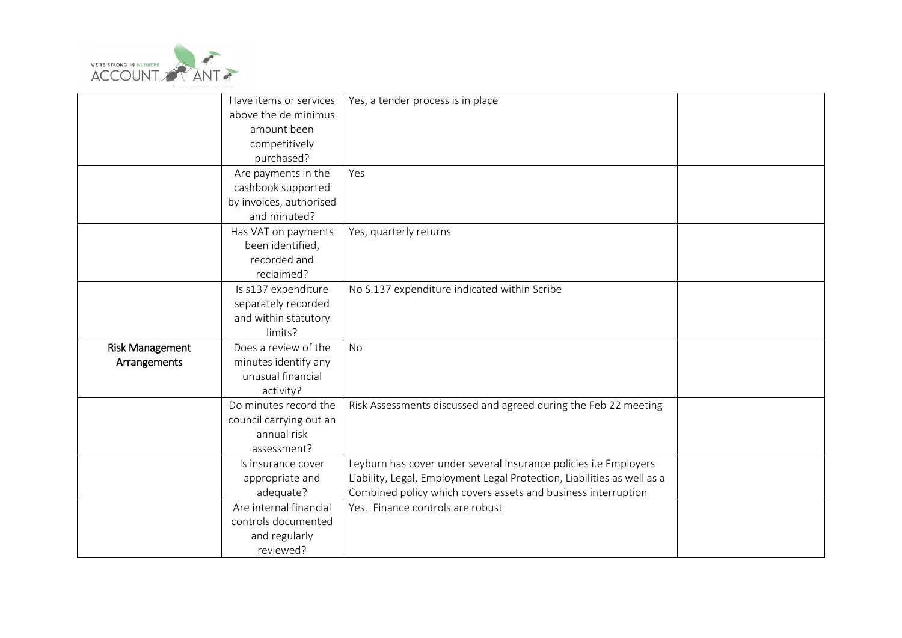| | | | |
|---|---|---|---|
| | Have items or services above the de minimus amount been competitively purchased? | Yes, a tender process is in place | |
| | Are payments in the cashbook supported by invoices, authorised and minuted? | Yes | |
| | Has VAT on payments been identified, recorded and reclaimed? | Yes, quarterly returns | |
| | Is s137 expenditure separately recorded and within statutory limits? | No S.137 expenditure indicated within Scribe | |
| **Risk Management Arrangements** | Does a review of the minutes identify any unusual financial activity? | No | |
| | Do minutes record the council carrying out an annual risk assessment? | Risk Assessments discussed and agreed during the Feb 22 meeting | |
| | Is insurance cover appropriate and adequate? | Leyburn has cover under several insurance policies i.e Employers Liability, Legal, Employment Legal Protection, Liabilities as well as a Combined policy which covers assets and business interruption | |
| | Are internal financial controls documented and regularly reviewed? | Yes. Finance controls are robust | |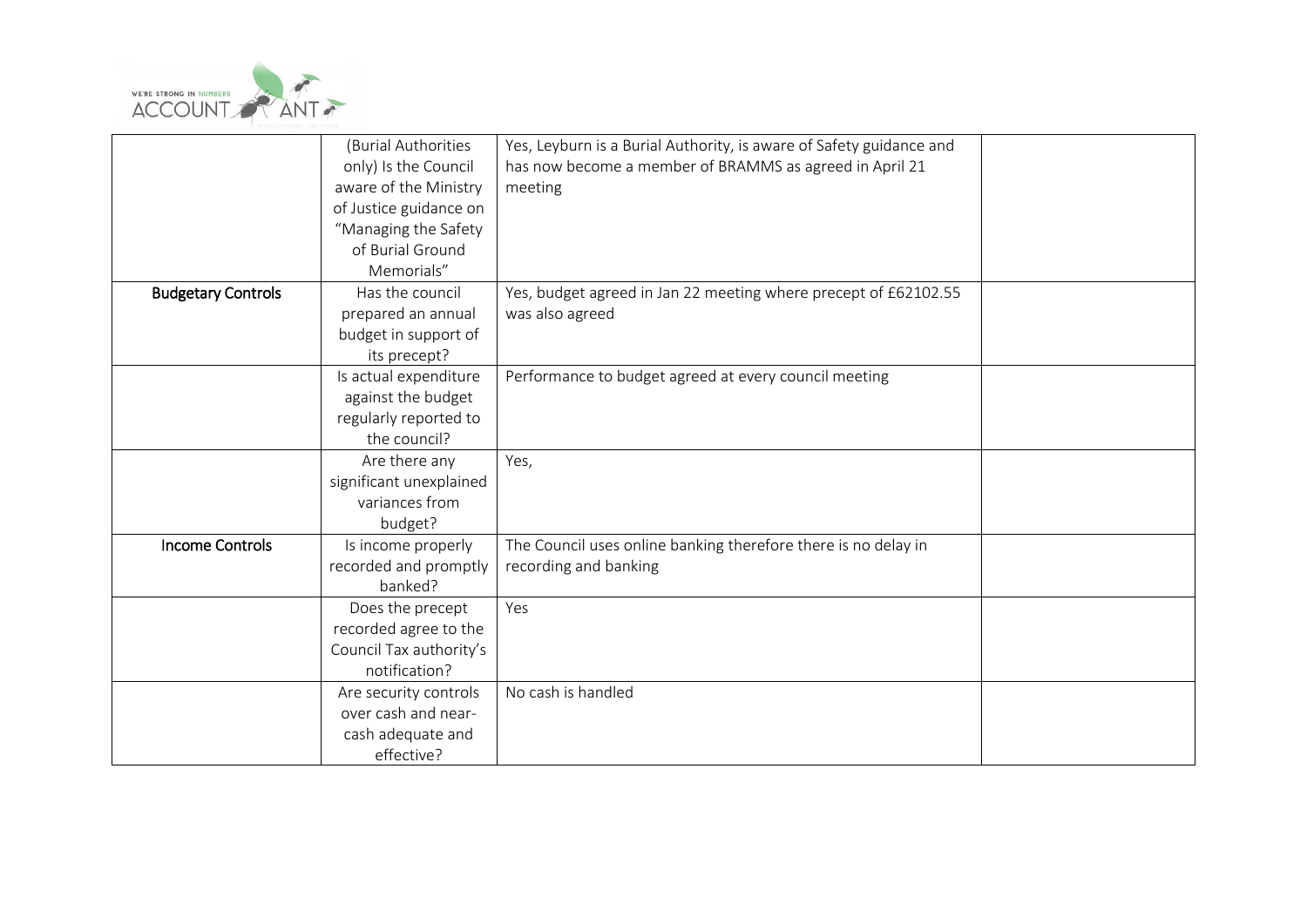| | | | |
|---|---|---|---|
| | (Burial Authorities only) Is the Council aware of the Ministry of Justice guidance on "Managing the Safety of Burial Ground Memorials" | Yes, Leyburn is a Burial Authority, is aware of Safety guidance and has now become a member of BRAMMS as agreed in April 21 meeting | |
| Budgetary Controls | Has the council prepared an annual budget in support of its precept? | Yes, budget agreed in Jan 22 meeting where precept of £62102.55 was also agreed | |
| | Is actual expenditure against the budget regularly reported to the council? | Performance to budget agreed at every council meeting | |
| | Are there any significant unexplained variances from budget? | Yes, | |
| Income Controls | Is income properly recorded and promptly banked? | The Council uses online banking therefore there is no delay in recording and banking | |
| | Does the precept recorded agree to the Council Tax authority's notification? | Yes | |
| | Are security controls over cash and near-cash adequate and effective? | No cash is handled | |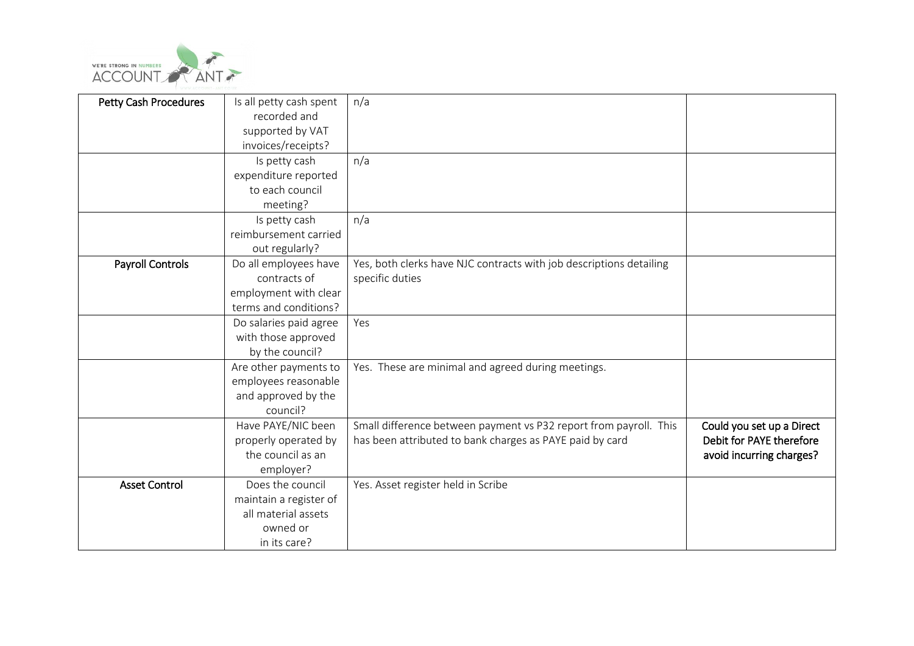| Petty Cash Procedures | Is all petty cash spent recorded and supported by VAT invoices/receipts? | n/a | |
|---|---|---|---|
| | Is petty cash expenditure reported to each council meeting? | n/a | |
| | Is petty cash reimbursement carried out regularly? | n/a | |
| **Payroll Controls** | Do all employees have contracts of employment with clear terms and conditions? | Yes, both clerks have NJC contracts with job descriptions detailing specific duties | |
| | Do salaries paid agree with those approved by the council? | Yes | |
| | Are other payments to employees reasonable and approved by the council? | Yes. These are minimal and agreed during meetings. | |
| | Have PAYE/NIC been properly operated by the council as an employer? | Small difference between payment vs P32 report from payroll. This has been attributed to bank charges as PAYE paid by card | Could you set up a Direct Debit for PAYE therefore avoid incurring charges? |
| **Asset Control** | Does the council maintain a register of all material assets owned or in its care? | Yes. Asset register held in Scribe | |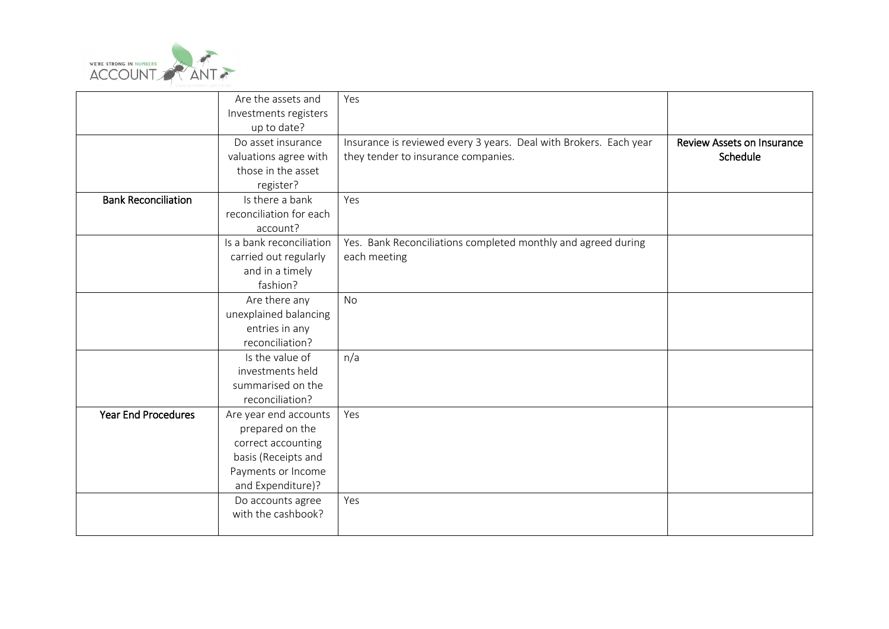| | | | |
|---|---|---|---|
| | Are the assets and Investments registers up to date? | Yes | |
| | Do asset insurance valuations agree with those in the asset register? | Insurance is reviewed every 3 years. Deal with Brokers. Each year they tender to insurance companies. | Review Assets on Insurance Schedule |
| Bank Reconciliation | Is there a bank reconciliation for each account? | Yes | |
| | Is a bank reconciliation carried out regularly and in a timely fashion? | Yes. Bank Reconciliations completed monthly and agreed during each meeting | |
| | Are there any unexplained balancing entries in any reconciliation? | No | |
| | Is the value of investments held summarised on the reconciliation? | n/a | |
| Year End Procedures | Are year end accounts prepared on the correct accounting basis (Receipts and Payments or Income and Expenditure)? | Yes | |
| | Do accounts agree with the cashbook? | Yes | |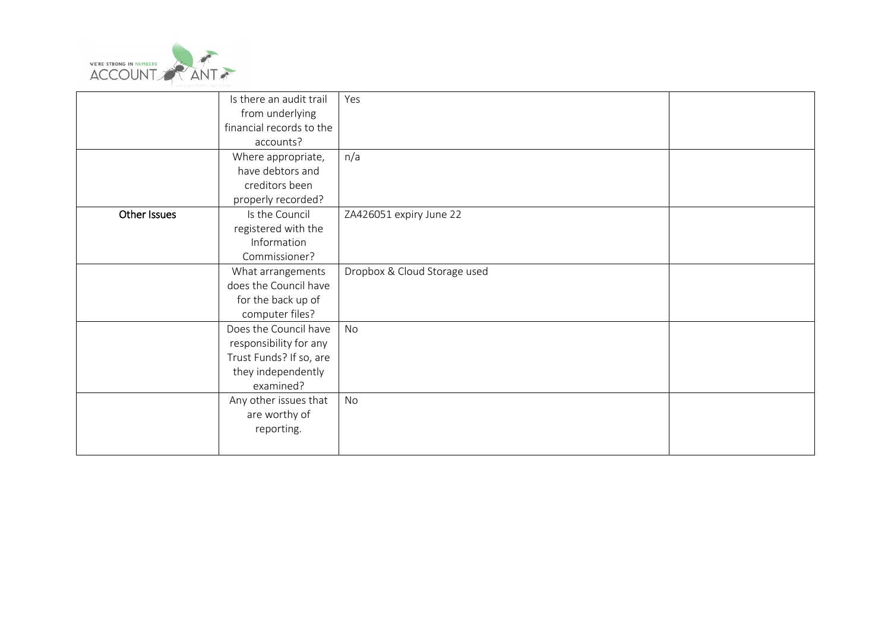| | | | |
|---|---|---|---|
| | Is there an audit trail from underlying financial records to the accounts? | Yes | |
| | Where appropriate, have debtors and creditors been properly recorded? | n/a | |
| Other Issues | Is the Council registered with the Information Commissioner? | ZA426051 expiry June 22 | |
| | What arrangements does the Council have for the back up of computer files? | Dropbox & Cloud Storage used | |
| | Does the Council have responsibility for any Trust Funds? If so, are they independently examined? | No | |
| | Any other issues that are worthy of reporting. | No | |